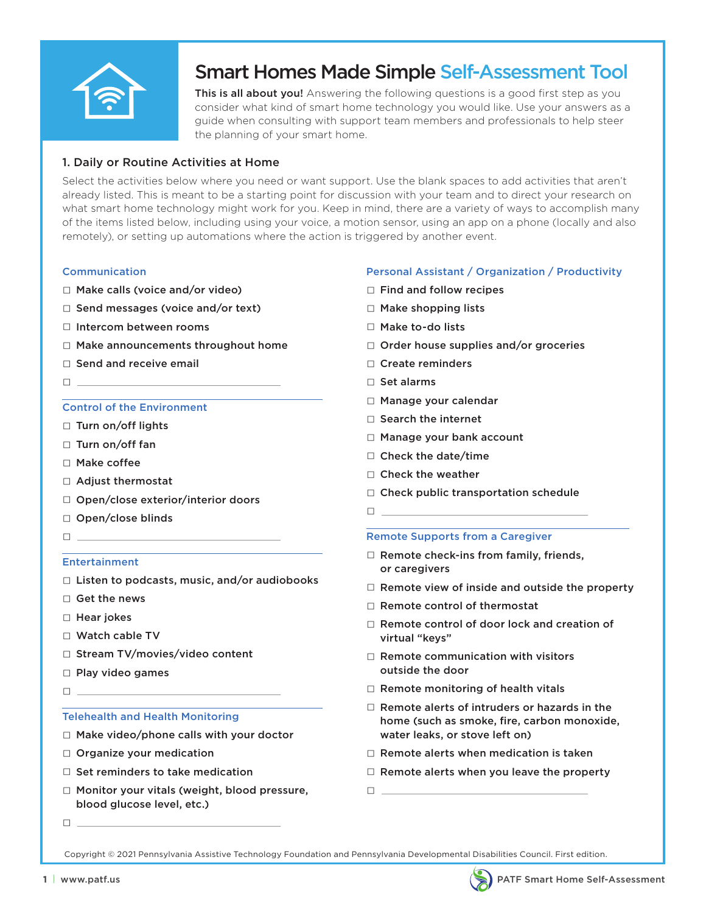# Smart Homes Made Simple Self-Assessment Tool

**This is all about you!** Answering the following questions is a good first step as you consider what kind of smart home technology you would like. Use your answers as a guide when consulting with support team members and professionals to help steer the planning of your smart home.

## 1. Daily or Routine Activities at Home

Select the activities below where you need or want support. Use the blank spaces to add activities that aren't already listed. This is meant to be a starting point for discussion with your team and to direct your research on what smart home technology might work for you. Keep in mind, there are a variety of ways to accomplish many of the items listed below, including using your voice, a motion sensor, using an app on a phone (locally and also remotely), or setting up automations where the action is triggered by another event.

### Communication

- ☐ Make calls (voice and/or video)
- ☐ Send messages (voice and/or text)
- ☐ Intercom between rooms
- ☐ Make announcements throughout home
- ☐ Send and receive email
- ☐ ______________________________

### Control of the Environment

- ☐ Turn on/off lights
- ☐ Turn on/off fan
- ☐ Make coffee
- ☐ Adjust thermostat
- ☐ Open/close exterior/interior doors
- ☐ Open/close blinds
- ☐ ______________________________

### Entertainment

- ☐ Listen to podcasts, music, and/or audiobooks
- ☐ Get the news
- ☐ Hear jokes
- ☐ Watch cable TV
- ☐ Stream TV/movies/video content
- ☐ Play video games
- ☐ ______________________________

### Telehealth and Health Monitoring

- ☐ Make video/phone calls with your doctor
- ☐ Organize your medication
- ☐ Set reminders to take medication
- ☐ Monitor your vitals (weight, blood pressure, blood glucose level, etc.)
- ☐ ______________________________

### Personal Assistant / Organization / Productivity

- ☐ Find and follow recipes
- ☐ Make shopping lists
- ☐ Make to-do lists
- ☐ Order house supplies and/or groceries
- ☐ Create reminders
- ☐ Set alarms
- ☐ Manage your calendar
- ☐ Search the internet
- ☐ Manage your bank account
- ☐ Check the date/time
- ☐ Check the weather
- ☐ Check public transportation schedule
- ☐ ______________________________

### Remote Supports from a Caregiver

- ☐ Remote check-ins from family, friends, or caregivers
- ☐ Remote view of inside and outside the property
- ☐ Remote control of thermostat
- ☐ Remote control of door lock and creation of virtual "keys"
- ☐ Remote communication with visitors outside the door
- ☐ Remote monitoring of health vitals
- ☐ Remote alerts of intruders or hazards in the home (such as smoke, fire, carbon monoxide, water leaks, or stove left on)
- ☐ Remote alerts when medication is taken
- ☐ Remote alerts when you leave the property
- ☐ ______________________________

Copyright © 2021 Pennsylvania Assistive Technology Foundation and Pennsylvania Developmental Disabilities Council. First edition.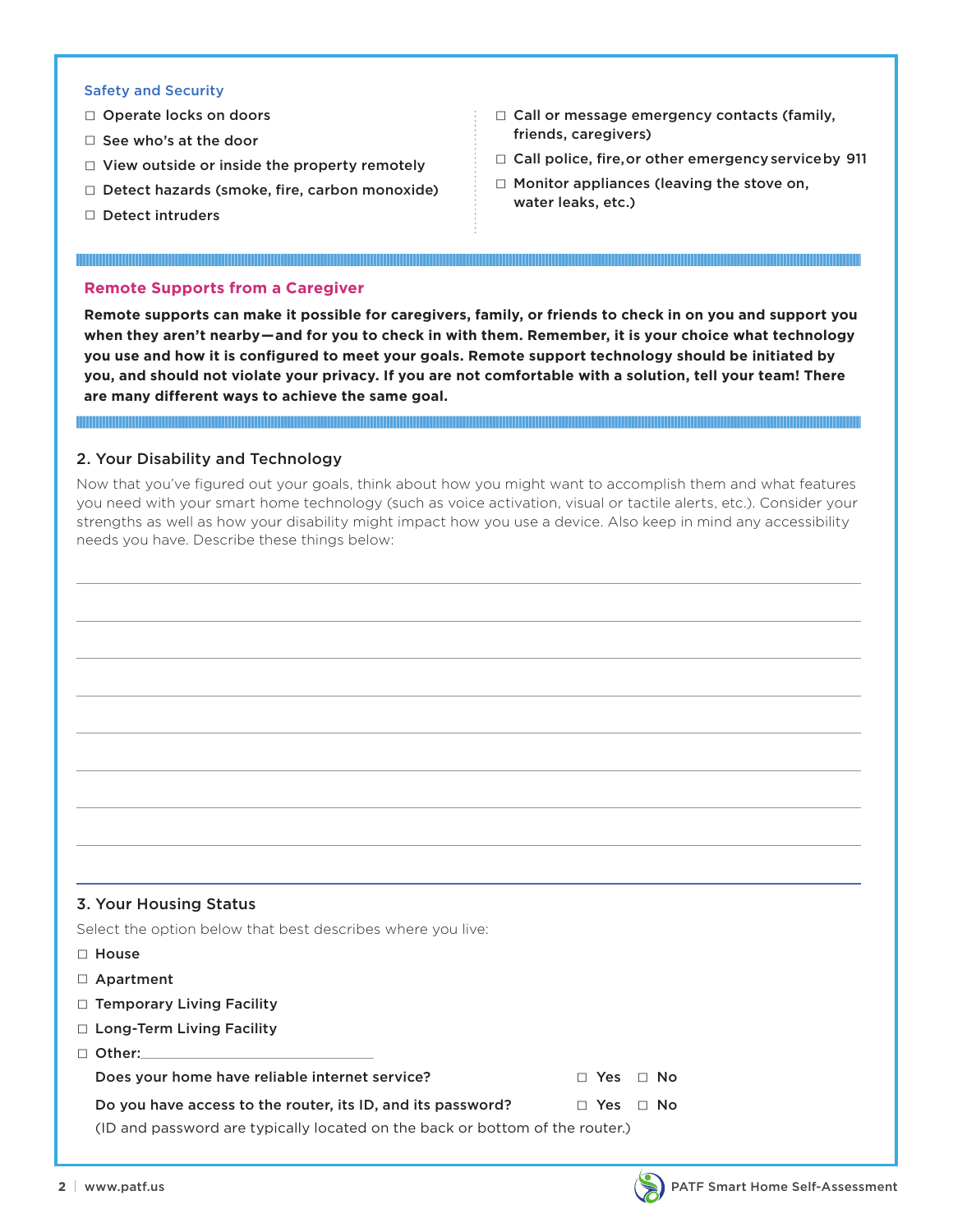### Safety and Security

- ☐ Operate locks on doors
- ☐ See who's at the door
- ☐ View outside or inside the property remotely
- ☐ Detect hazards (smoke, fire, carbon monoxide)
- ☐ Detect intruders
- ☐ Call or message emergency contacts (family, friends, caregivers)
- ☐ Call police, fire, or other emergency service by 911
- ☐ Monitor appliances (leaving the stove on, water leaks, etc.)

### Remote Supports from a Caregiver

**Remote supports can make it possible for caregivers, family, or friends to check in on you and support you when they aren't nearby—and for you to check in with them. Remember, it is your choice what technology you use and how it is configured to meet your goals. Remote support technology should be initiated by you, and should not violate your privacy. If you are not comfortable with a solution, tell your team! There are many different ways to achieve the same goal.**

## 2. Your Disability and Technology

Now that you've figured out your goals, think about how you might want to accomplish them and what features you need with your smart home technology (such as voice activation, visual or tactile alerts, etc.). Consider your strengths as well as how your disability might impact how you use a device. Also keep in mind any accessibility needs you have. Describe these things below:

\_\_\_\_\_\_\_\_\_\_\_\_\_\_\_\_\_\_\_\_\_\_\_\_\_\_\_\_\_\_\_\_\_\_\_\_\_\_\_\_\_\_\_\_\_\_\_\_\_\_\_\_\_\_\_\_\_\_\_\_\_\_\_\_\_\_\_\_\_\_\_\_\_\_\_\_\_\_

\_\_\_\_\_\_\_\_\_\_\_\_\_\_\_\_\_\_\_\_\_\_\_\_\_\_\_\_\_\_\_\_\_\_\_\_\_\_\_\_\_\_\_\_\_\_\_\_\_\_\_\_\_\_\_\_\_\_\_\_\_\_\_\_\_\_\_\_\_\_\_\_\_\_\_\_\_\_

\_\_\_\_\_\_\_\_\_\_\_\_\_\_\_\_\_\_\_\_\_\_\_\_\_\_\_\_\_\_\_\_\_\_\_\_\_\_\_\_\_\_\_\_\_\_\_\_\_\_\_\_\_\_\_\_\_\_\_\_\_\_\_\_\_\_\_\_\_\_\_\_\_\_\_\_\_\_

\_\_\_\_\_\_\_\_\_\_\_\_\_\_\_\_\_\_\_\_\_\_\_\_\_\_\_\_\_\_\_\_\_\_\_\_\_\_\_\_\_\_\_\_\_\_\_\_\_\_\_\_\_\_\_\_\_\_\_\_\_\_\_\_\_\_\_\_\_\_\_\_\_\_\_\_\_\_

\_\_\_\_\_\_\_\_\_\_\_\_\_\_\_\_\_\_\_\_\_\_\_\_\_\_\_\_\_\_\_\_\_\_\_\_\_\_\_\_\_\_\_\_\_\_\_\_\_\_\_\_\_\_\_\_\_\_\_\_\_\_\_\_\_\_\_\_\_\_\_\_\_\_\_\_\_\_

\_\_\_\_\_\_\_\_\_\_\_\_\_\_\_\_\_\_\_\_\_\_\_\_\_\_\_\_\_\_\_\_\_\_\_\_\_\_\_\_\_\_\_\_\_\_\_\_\_\_\_\_\_\_\_\_\_\_\_\_\_\_\_\_\_\_\_\_\_\_\_\_\_\_\_\_\_\_

\_\_\_\_\_\_\_\_\_\_\_\_\_\_\_\_\_\_\_\_\_\_\_\_\_\_\_\_\_\_\_\_\_\_\_\_\_\_\_\_\_\_\_\_\_\_\_\_\_\_\_\_\_\_\_\_\_\_\_\_\_\_\_\_\_\_\_\_\_\_\_\_\_\_\_\_\_\_

\_\_\_\_\_\_\_\_\_\_\_\_\_\_\_\_\_\_\_\_\_\_\_\_\_\_\_\_\_\_\_\_\_\_\_\_\_\_\_\_\_\_\_\_\_\_\_\_\_\_\_\_\_\_\_\_\_\_\_\_\_\_\_\_\_\_\_\_\_\_\_\_\_\_\_\_\_\_

## 3. Your Housing Status

Select the option below that best describes where you live:

- ☐ House
- ☐ Apartment
- ☐ Temporary Living Facility
- ☐ Long-Term Living Facility
- ☐ Other:\_\_\_\_\_\_\_\_\_\_\_\_\_\_\_\_\_\_\_\_\_\_\_\_\_\_\_\_

Does your home have reliable internet service? ☐ Yes ☐ No

Do you have access to the router, its ID, and its password? ☐ Yes ☐ No

(ID and password are typically located on the back or bottom of the router.)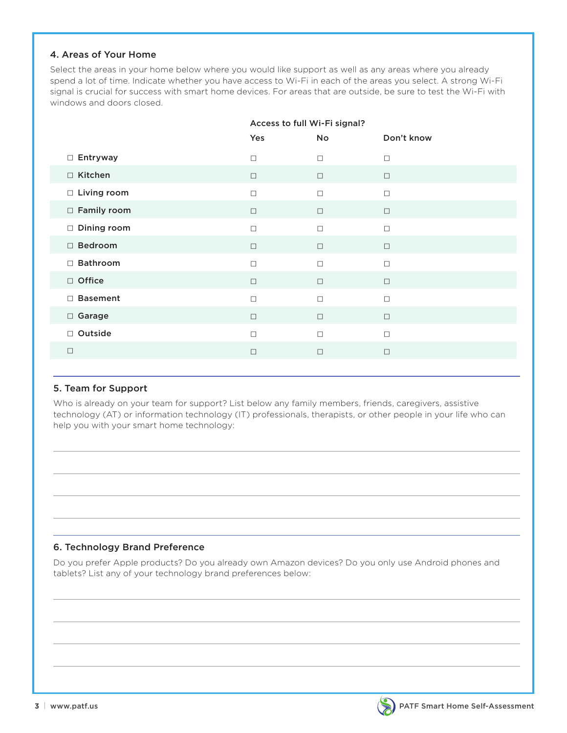## 4. Areas of Your Home

Select the areas in your home below where you would like support as well as any areas where you already spend a lot of time. Indicate whether you have access to Wi-Fi in each of the areas you select. A strong Wi-Fi signal is crucial for success with smart home devices. For areas that are outside, be sure to test the Wi-Fi with windows and doors closed.

| | Access to full Wi-Fi signal? | | |
|---|---|---|---|
| | Yes | No | Don't know |
| ☐ **Entryway** | ☐ | ☐ | ☐ |
| ☐ **Kitchen** | ☐ | ☐ | ☐ |
| ☐ **Living room** | ☐ | ☐ | ☐ |
| ☐ **Family room** | ☐ | ☐ | ☐ |
| ☐ **Dining room** | ☐ | ☐ | ☐ |
| ☐ **Bedroom** | ☐ | ☐ | ☐ |
| ☐ **Bathroom** | ☐ | ☐ | ☐ |
| ☐ **Office** | ☐ | ☐ | ☐ |
| ☐ **Basement** | ☐ | ☐ | ☐ |
| ☐ **Garage** | ☐ | ☐ | ☐ |
| ☐ **Outside** | ☐ | ☐ | ☐ |
| ☐ | ☐ | ☐ | ☐ |

## 5. Team for Support

Who is already on your team for support? List below any family members, friends, caregivers, assistive technology (AT) or information technology (IT) professionals, therapists, or other people in your life who can help you with your smart home technology:

\_\_\_\_\_\_\_\_\_\_\_\_\_\_\_\_\_\_\_\_\_\_\_\_\_\_\_\_\_\_\_\_\_\_\_\_\_\_\_\_

\_\_\_\_\_\_\_\_\_\_\_\_\_\_\_\_\_\_\_\_\_\_\_\_\_\_\_\_\_\_\_\_\_\_\_\_\_\_\_\_

\_\_\_\_\_\_\_\_\_\_\_\_\_\_\_\_\_\_\_\_\_\_\_\_\_\_\_\_\_\_\_\_\_\_\_\_\_\_\_\_

\_\_\_\_\_\_\_\_\_\_\_\_\_\_\_\_\_\_\_\_\_\_\_\_\_\_\_\_\_\_\_\_\_\_\_\_\_\_\_\_

## 6. Technology Brand Preference

Do you prefer Apple products? Do you already own Amazon devices? Do you only use Android phones and tablets? List any of your technology brand preferences below:

\_\_\_\_\_\_\_\_\_\_\_\_\_\_\_\_\_\_\_\_\_\_\_\_\_\_\_\_\_\_\_\_\_\_\_\_\_\_\_\_

\_\_\_\_\_\_\_\_\_\_\_\_\_\_\_\_\_\_\_\_\_\_\_\_\_\_\_\_\_\_\_\_\_\_\_\_\_\_\_\_

\_\_\_\_\_\_\_\_\_\_\_\_\_\_\_\_\_\_\_\_\_\_\_\_\_\_\_\_\_\_\_\_\_\_\_\_\_\_\_\_

\_\_\_\_\_\_\_\_\_\_\_\_\_\_\_\_\_\_\_\_\_\_\_\_\_\_\_\_\_\_\_\_\_\_\_\_\_\_\_\_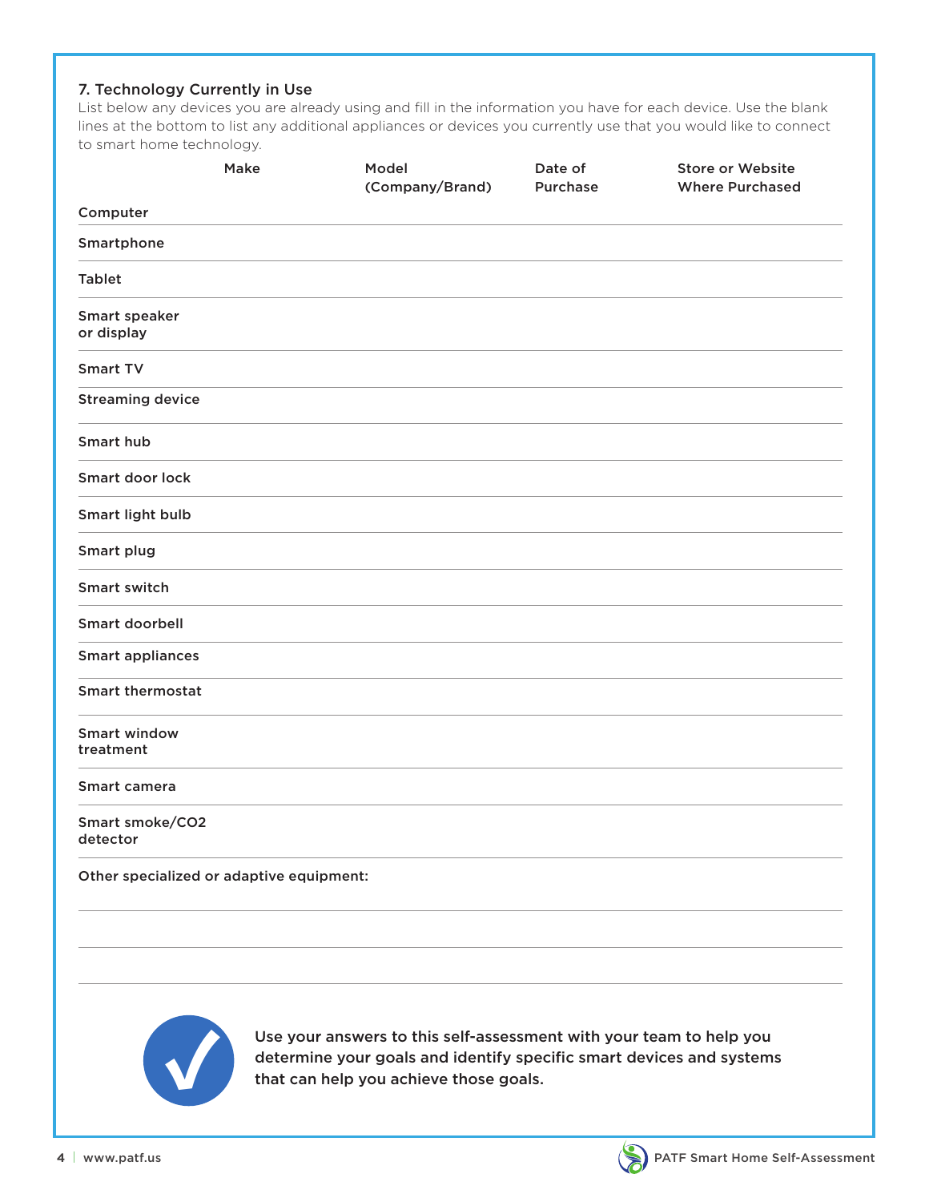### 7. Technology Currently in Use

List below any devices you are already using and fill in the information you have for each device. Use the blank lines at the bottom to list any additional appliances or devices you currently use that you would like to connect to smart home technology.

| Make | Model (Company/Brand) | Date of Purchase | Store or Website Where Purchased |
|---|---|---|---|
| Computer | | | |
| Smartphone | | | |
| Tablet | | | |
| Smart speaker or display | | | |
| Smart TV | | | |
| Streaming device | | | |
| Smart hub | | | |
| Smart door lock | | | |
| Smart light bulb | | | |
| Smart plug | | | |
| Smart switch | | | |
| Smart doorbell | | | |
| Smart appliances | | | |
| Smart thermostat | | | |
| Smart window treatment | | | |
| Smart camera | | | |
| Smart smoke/ $CO_2$ detector | | | |

**Other specialized or adaptive equipment:**

______________________________

______________________________

______________________________

**Use your answers to this self-assessment with your team to help you determine your goals and identify specific smart devices and systems that can help you achieve those goals.**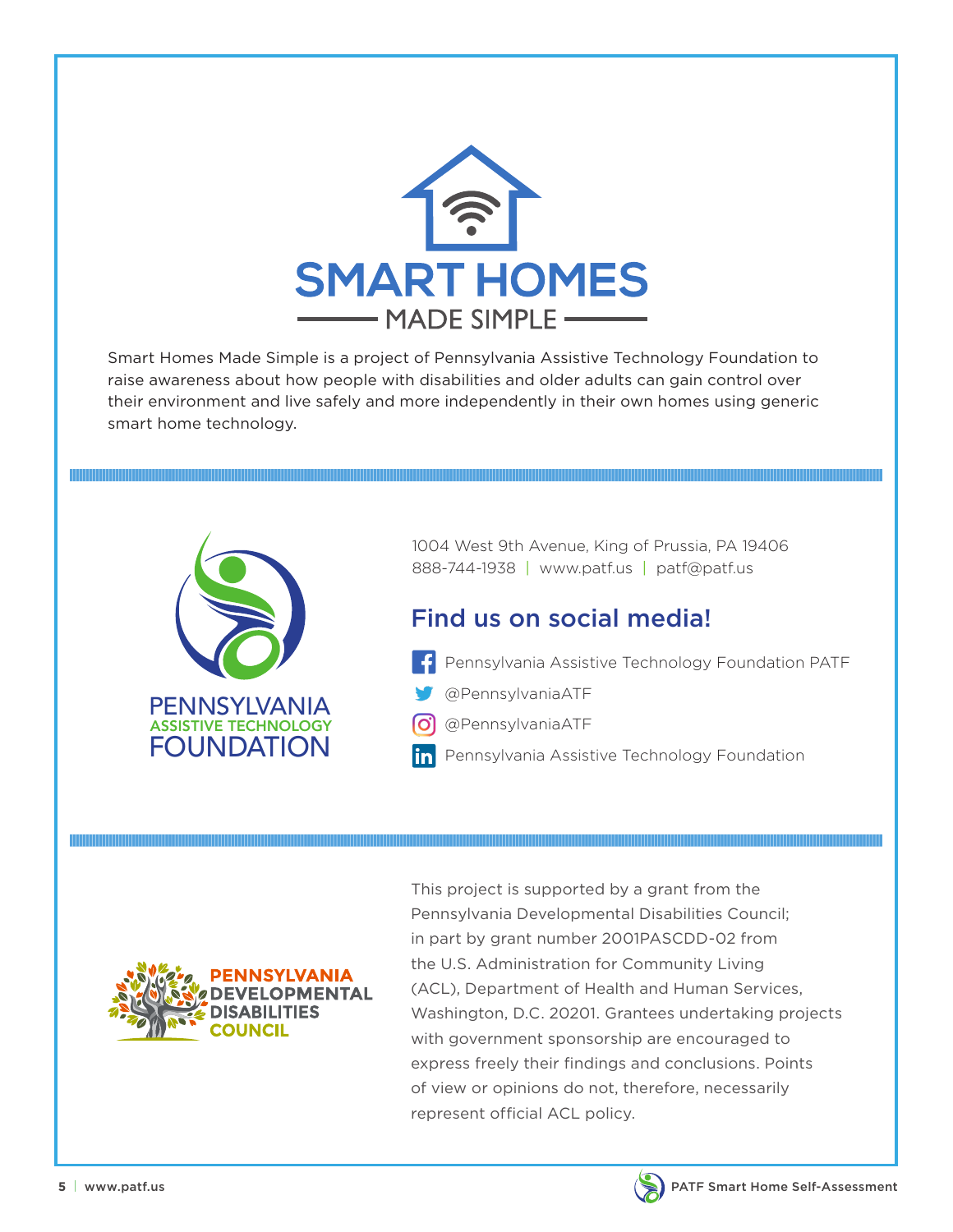# SMART HOMES

MADE SIMPLE

Smart Homes Made Simple is a project of Pennsylvania Assistive Technology Foundation to raise awareness about how people with disabilities and older adults can gain control over their environment and live safely and more independently in their own homes using generic smart home technology.

PENNSYLVANIA ASSISTIVE TECHNOLOGY FOUNDATION

1004 West 9th Avenue, King of Prussia, PA 19406
888-744-1938 | www.patf.us | patf@patf.us

## Find us on social media!

- Pennsylvania Assistive Technology Foundation PATF
- @PennsylvaniaATF
- @PennsylvaniaATF
- Pennsylvania Assistive Technology Foundation

PENNSYLVANIA DEVELOPMENTAL DISABILITIES COUNCIL

This project is supported by a grant from the Pennsylvania Developmental Disabilities Council; in part by grant number 2001PASCDD-02 from the U.S. Administration for Community Living (ACL), Department of Health and Human Services, Washington, D.C. 20201. Grantees undertaking projects with government sponsorship are encouraged to express freely their findings and conclusions. Points of view or opinions do not, therefore, necessarily represent official ACL policy.